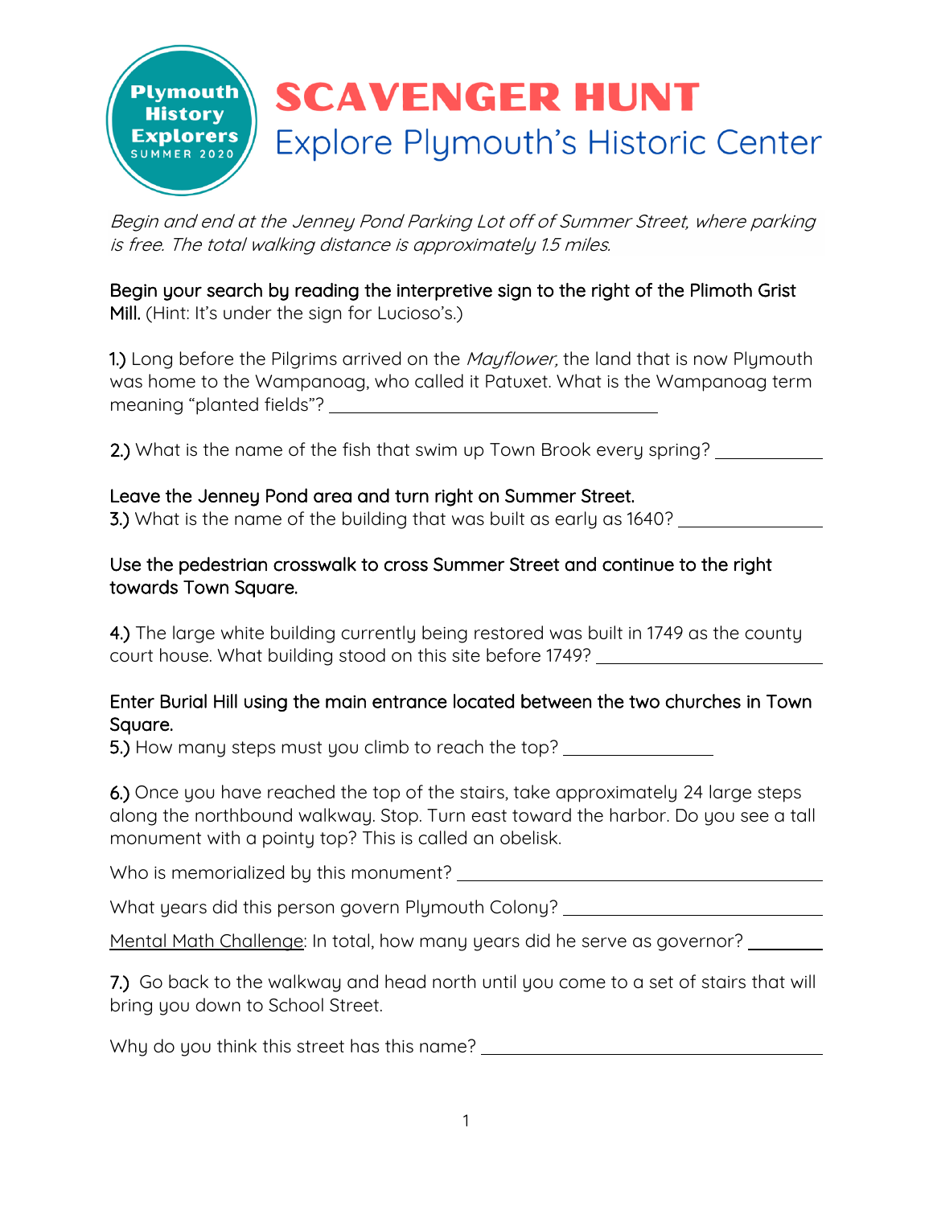Plymouth History Explorers SUMMER 2020

# SCAVENGER HUNT

## Explore Plymouth's Historic Center

*Begin and end at the Jenney Pond Parking Lot off of Summer Street, where parking is free. The total walking distance is approximately 1.5 miles.*

Begin your search by reading the interpretive sign to the right of the Plimoth Grist Mill. (Hint: It's under the sign for Lucioso's.)

1.) Long before the Pilgrims arrived on the *Mayflower,* the land that is now Plymouth was home to the Wampanoag, who called it Patuxet. What is the Wampanoag term meaning "planted fields"? ______________________________

2.) What is the name of the fish that swim up Town Brook every spring? __________

Leave the Jenney Pond area and turn right on Summer Street.

3.) What is the name of the building that was built as early as 1640? ____________

Use the pedestrian crosswalk to cross Summer Street and continue to the right towards Town Square.

4.) The large white building currently being restored was built in 1749 as the county court house. What building stood on this site before 1749? __________________

Enter Burial Hill using the main entrance located between the two churches in Town Square.

5.) How many steps must you climb to reach the top? ____________

6.) Once you have reached the top of the stairs, take approximately 24 large steps along the northbound walkway. Stop. Turn east toward the harbor. Do you see a tall monument with a pointy top? This is called an obelisk.

Who is memorialized by this monument? ______________________________

What years did this person govern Plymouth Colony? ______________________

Mental Math Challenge: In total, how many years did he serve as governor? ______

7.) Go back to the walkway and head north until you come to a set of stairs that will bring you down to School Street.

Why do you think this street has this name? ______________________________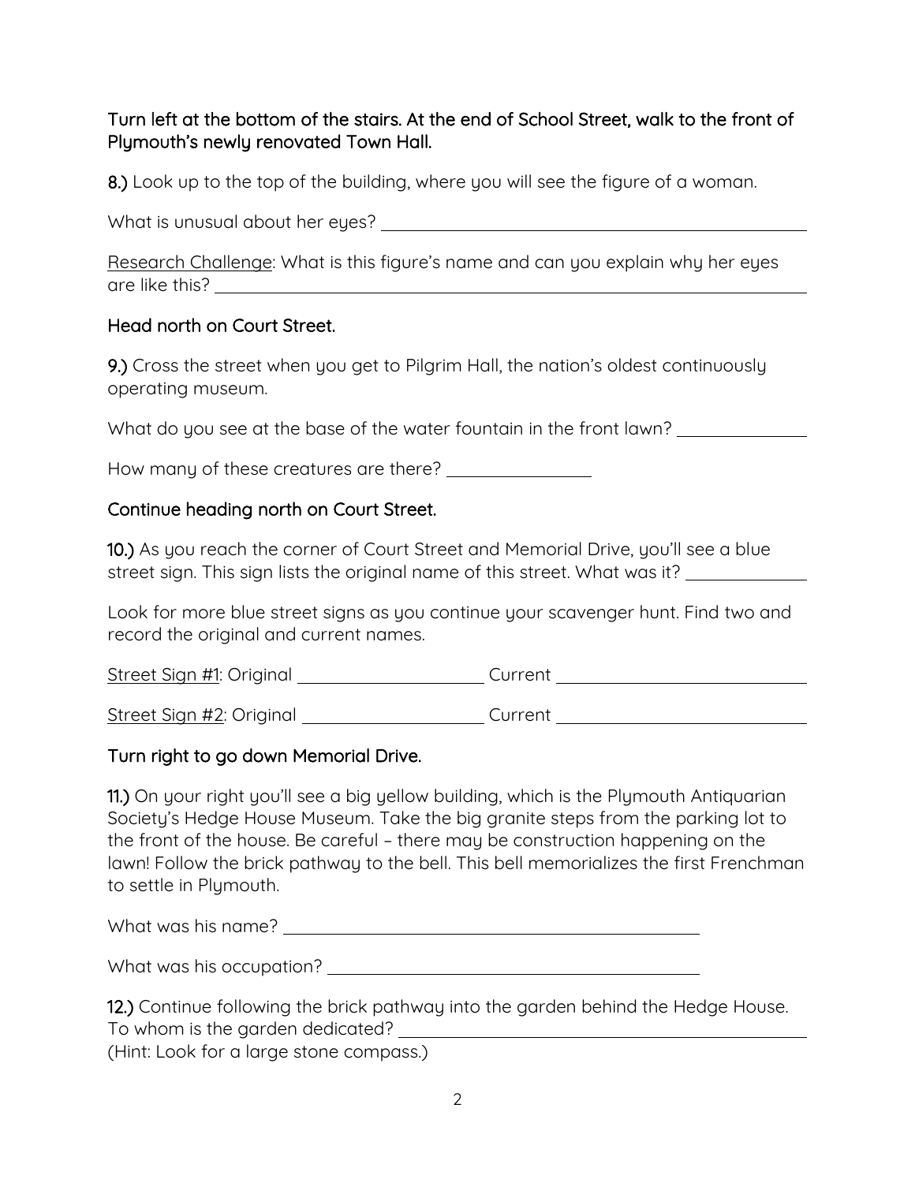Turn left at the bottom of the stairs. At the end of School Street, walk to the front of Plymouth's newly renovated Town Hall.

**8.)** Look up to the top of the building, where you will see the figure of a woman.

What is unusual about her eyes? ____________________________

Research Challenge: What is this figure's name and can you explain why her eyes are like this? ____________________________

Head north on Court Street.

**9.)** Cross the street when you get to Pilgrim Hall, the nation's oldest continuously operating museum.

What do you see at the base of the water fountain in the front lawn? ____________

How many of these creatures are there? ____________

Continue heading north on Court Street.

**10.)** As you reach the corner of Court Street and Memorial Drive, you'll see a blue street sign. This sign lists the original name of this street. What was it? ____________

Look for more blue street signs as you continue your scavenger hunt. Find two and record the original and current names.

Street Sign #1: Original ____________ Current ____________

Street Sign #2: Original ____________ Current ____________

Turn right to go down Memorial Drive.

**11.)** On your right you'll see a big yellow building, which is the Plymouth Antiquarian Society's Hedge House Museum. Take the big granite steps from the parking lot to the front of the house. Be careful – there may be construction happening on the lawn! Follow the brick pathway to the bell. This bell memorializes the first Frenchman to settle in Plymouth.

What was his name? ____________________________

What was his occupation? ____________________________

**12.)** Continue following the brick pathway into the garden behind the Hedge House. To whom is the garden dedicated? ____________________________
(Hint: Look for a large stone compass.)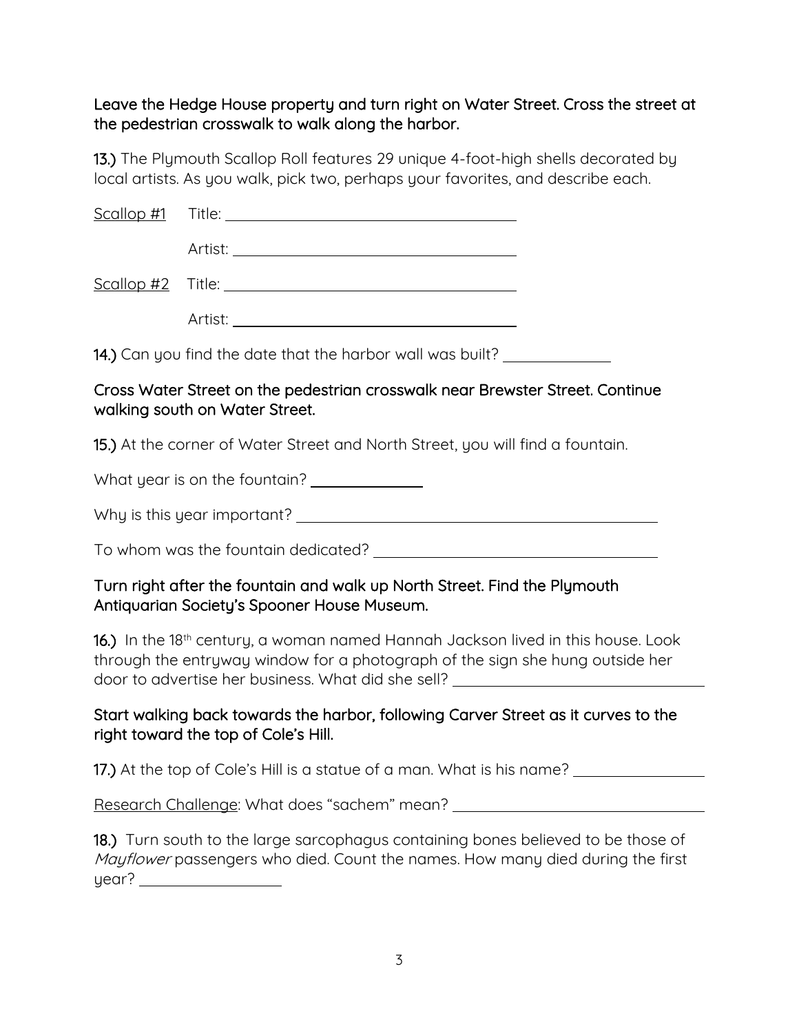Leave the Hedge House property and turn right on Water Street. Cross the street at the pedestrian crosswalk to walk along the harbor.

**13.)** The Plymouth Scallop Roll features 29 unique 4-foot-high shells decorated by local artists. As you walk, pick two, perhaps your favorites, and describe each.

Scallop #1 Title: ______________________________

Artist: ______________________________

Scallop #2 Title: ______________________________

Artist: ______________________________

**14.)** Can you find the date that the harbor wall was built? ____________

Cross Water Street on the pedestrian crosswalk near Brewster Street. Continue walking south on Water Street.

**15.)** At the corner of Water Street and North Street, you will find a fountain.

What year is on the fountain? ____________

Why is this year important? ______________________________

To whom was the fountain dedicated? ______________________________

Turn right after the fountain and walk up North Street. Find the Plymouth Antiquarian Society's Spooner House Museum.

**16.)** In the 18th century, a woman named Hannah Jackson lived in this house. Look through the entryway window for a photograph of the sign she hung outside her door to advertise her business. What did she sell? ______________________________

Start walking back towards the harbor, following Carver Street as it curves to the right toward the top of Cole's Hill.

**17.)** At the top of Cole's Hill is a statue of a man. What is his name? ______________

Research Challenge: What does "sachem" mean? ______________________________

**18.)** Turn south to the large sarcophagus containing bones believed to be those of *Mayflower* passengers who died. Count the names. How many died during the first year? ______________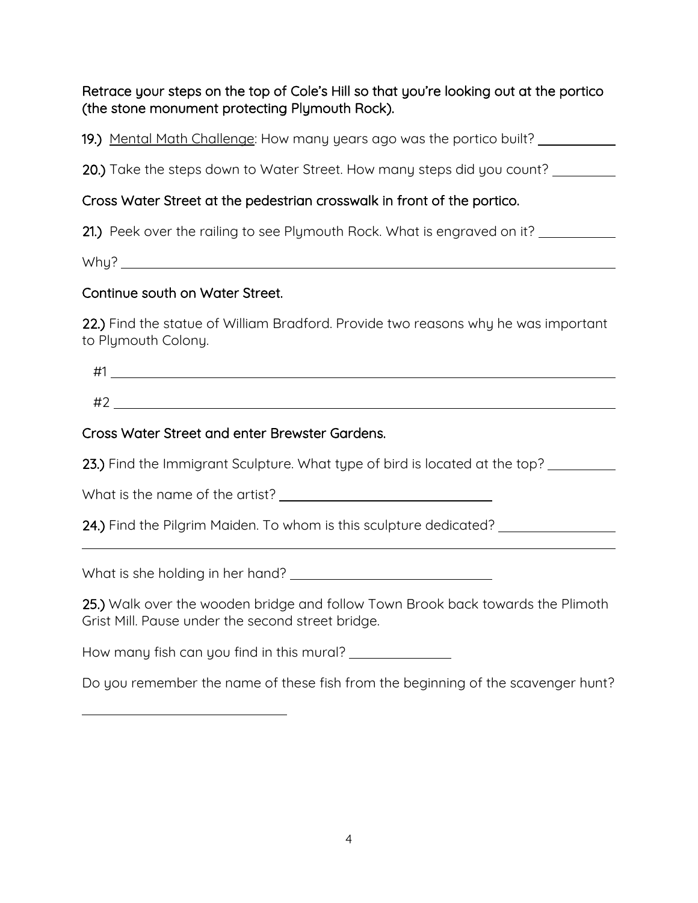Retrace your steps on the top of Cole's Hill so that you're looking out at the portico (the stone monument protecting Plymouth Rock).

**19.)** Mental Math Challenge: How many years ago was the portico built? ___________

**20.)** Take the steps down to Water Street. How many steps did you count? _________

Cross Water Street at the pedestrian crosswalk in front of the portico.

**21.)** Peek over the railing to see Plymouth Rock. What is engraved on it? ___________

Why? ___________________________________________________________________

Continue south on Water Street.

**22.)** Find the statue of William Bradford. Provide two reasons why he was important to Plymouth Colony.

#1 ___________________________________________________________________

#2 ___________________________________________________________________

Cross Water Street and enter Brewster Gardens.

**23.)** Find the Immigrant Sculpture. What type of bird is located at the top? _________

What is the name of the artist? ______________________________

**24.)** Find the Pilgrim Maiden. To whom is this sculpture dedicated? ________________

_____________________________________________________________________

What is she holding in her hand? ______________________________

**25.)** Walk over the wooden bridge and follow Town Brook back towards the Plimoth Grist Mill. Pause under the second street bridge.

How many fish can you find in this mural? ______________

Do you remember the name of these fish from the beginning of the scavenger hunt?

______________________________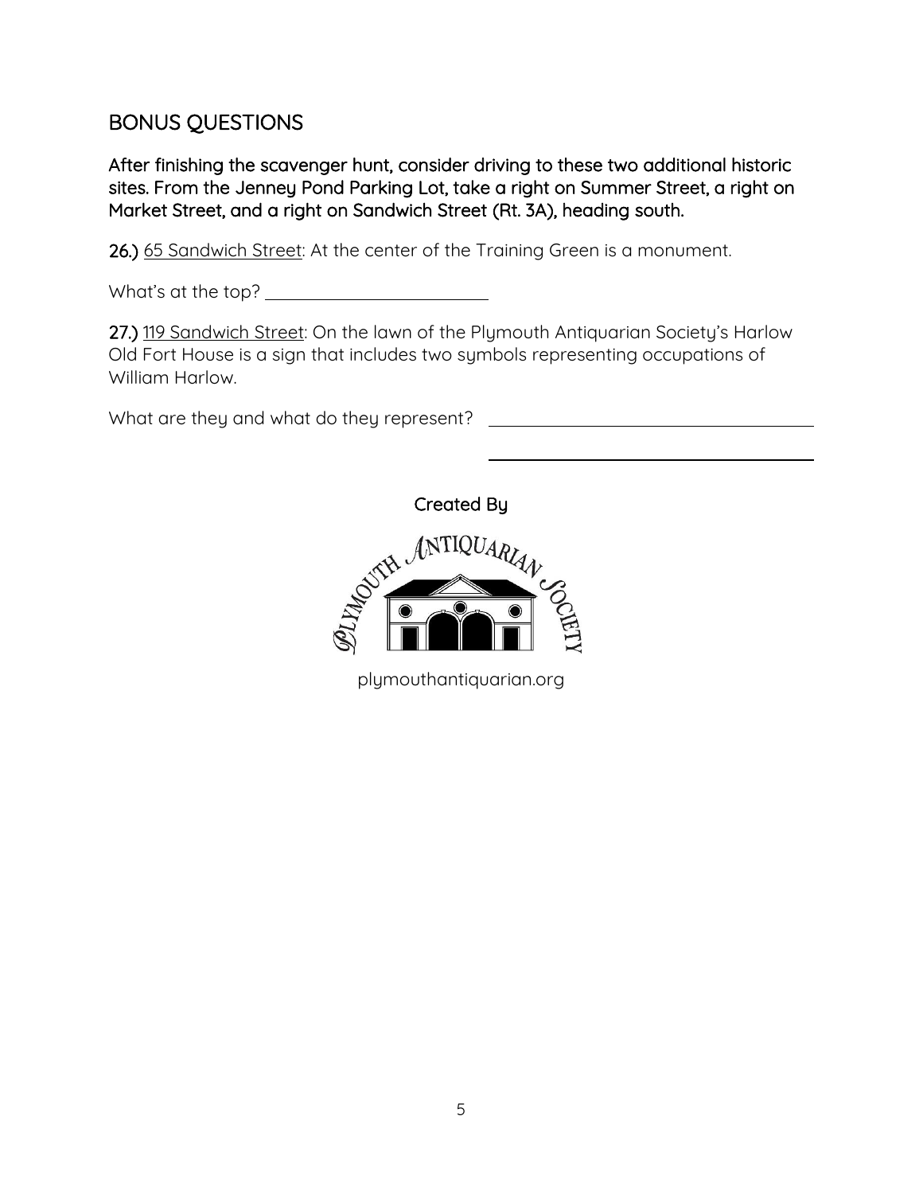## BONUS QUESTIONS

**After finishing the scavenger hunt, consider driving to these two additional historic sites. From the Jenney Pond Parking Lot, take a right on Summer Street, a right on Market Street, and a right on Sandwich Street (Rt. 3A), heading south.**

**26.)** 65 Sandwich Street: At the center of the Training Green is a monument.

What's at the top? ________________________

**27.)** 119 Sandwich Street: On the lawn of the Plymouth Antiquarian Society's Harlow Old Fort House is a sign that includes two symbols representing occupations of William Harlow.

What are they and what do they represent? ________________________

________________________

Created By

Plymouth Antiquarian Society

plymouthantiquarian.org